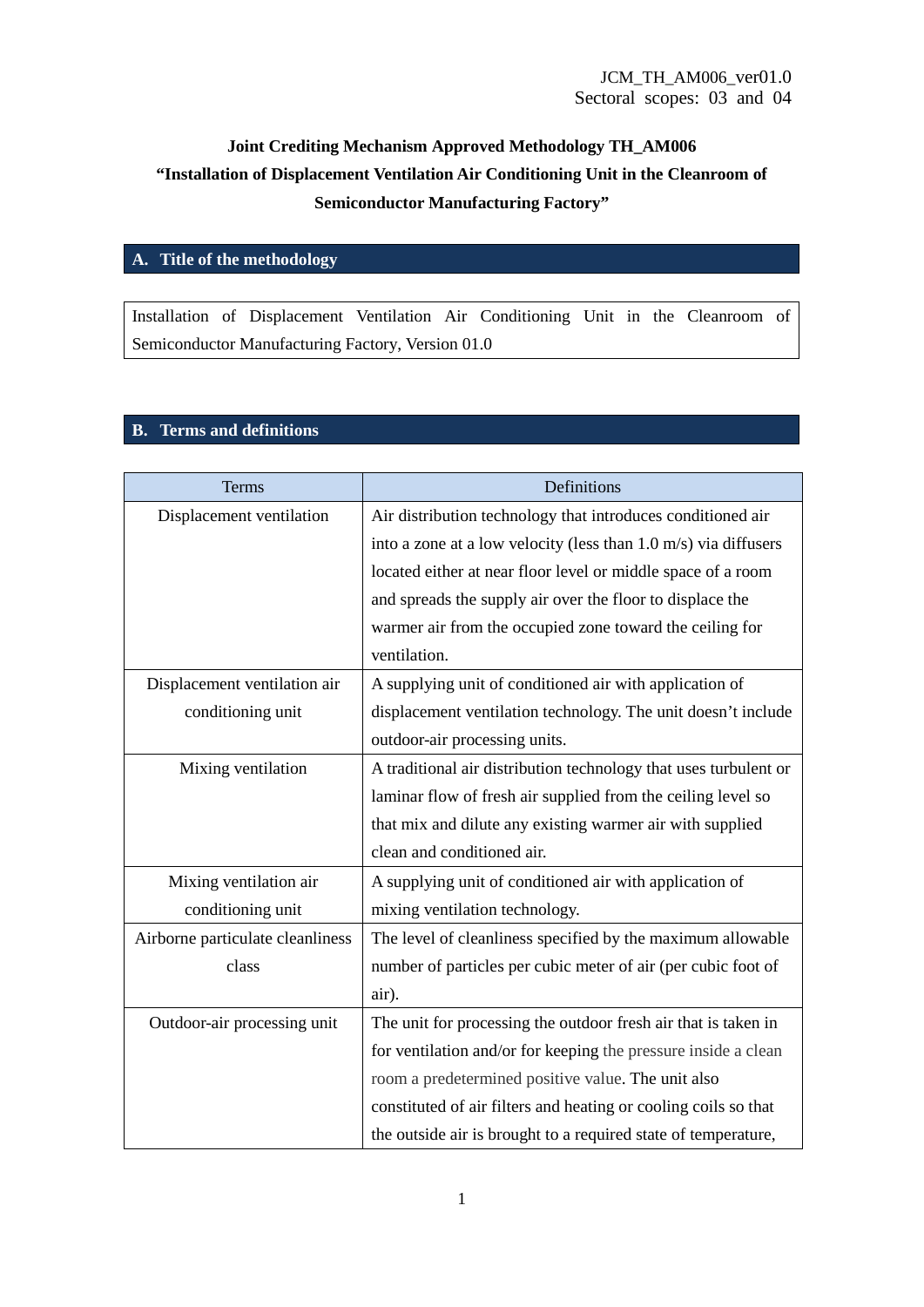JCM_TH_AM006_ver01.0
Sectoral scopes: 03 and 04

**Joint Crediting Mechanism Approved Methodology TH_AM006**
**"Installation of Displacement Ventilation Air Conditioning Unit in the Cleanroom of Semiconductor Manufacturing Factory"**

## A. Title of the methodology

Installation of Displacement Ventilation Air Conditioning Unit in the Cleanroom of Semiconductor Manufacturing Factory, Version 01.0

## B. Terms and definitions

| Terms | Definitions |
|---|---|
| Displacement ventilation | Air distribution technology that introduces conditioned air into a zone at a low velocity (less than 1.0 m/s) via diffusers located either at near floor level or middle space of a room and spreads the supply air over the floor to displace the warmer air from the occupied zone toward the ceiling for ventilation. |
| Displacement ventilation air conditioning unit | A supplying unit of conditioned air with application of displacement ventilation technology. The unit doesn't include outdoor-air processing units. |
| Mixing ventilation | A traditional air distribution technology that uses turbulent or laminar flow of fresh air supplied from the ceiling level so that mix and dilute any existing warmer air with supplied clean and conditioned air. |
| Mixing ventilation air conditioning unit | A supplying unit of conditioned air with application of mixing ventilation technology. |
| Airborne particulate cleanliness class | The level of cleanliness specified by the maximum allowable number of particles per cubic meter of air (per cubic foot of air). |
| Outdoor-air processing unit | The unit for processing the outdoor fresh air that is taken in for ventilation and/or for keeping the pressure inside a clean room a predetermined positive value. The unit also constituted of air filters and heating or cooling coils so that the outside air is brought to a required state of temperature, |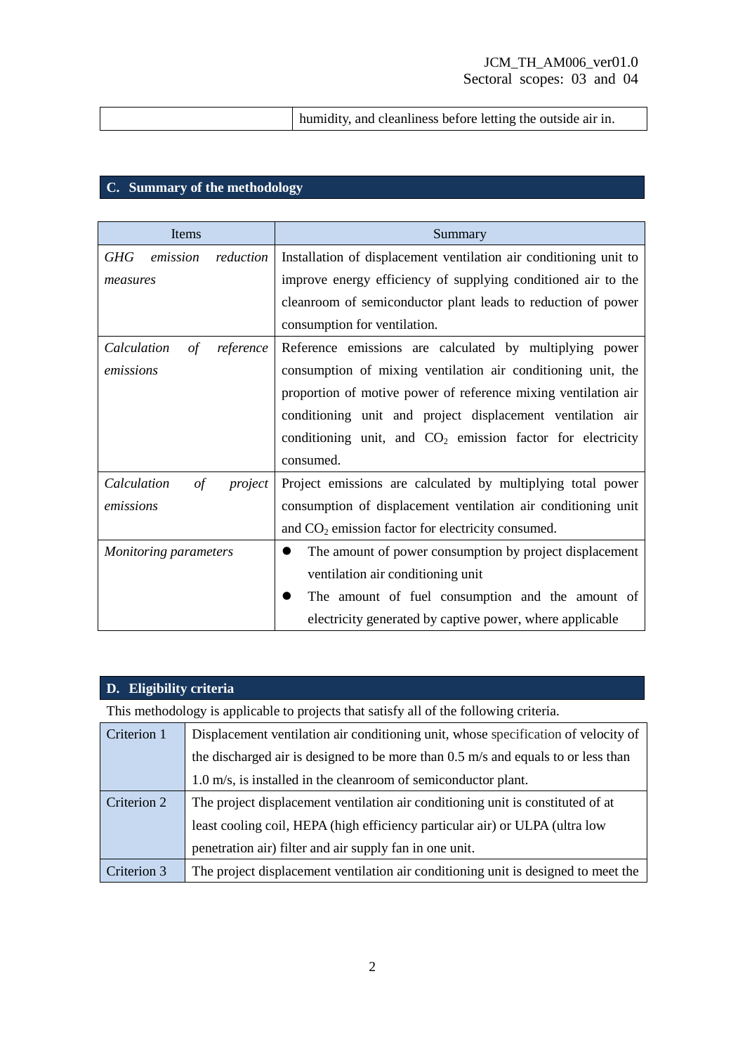|  | humidity, and cleanliness before letting the outside air in. |
|---|---|

## C. Summary of the methodology

| Items | Summary |
|---|---|
| *GHG emission reduction measures* | Installation of displacement ventilation air conditioning unit to improve energy efficiency of supplying conditioned air to the cleanroom of semiconductor plant leads to reduction of power consumption for ventilation. |
| *Calculation of reference emissions* | Reference emissions are calculated by multiplying power consumption of mixing ventilation air conditioning unit, the proportion of motive power of reference mixing ventilation air conditioning unit and project displacement ventilation air conditioning unit, and $CO_2$ emission factor for electricity consumed. |
| *Calculation of project emissions* | Project emissions are calculated by multiplying total power consumption of displacement ventilation air conditioning unit and $CO_2$ emission factor for electricity consumed. |
| *Monitoring parameters* | • The amount of power consumption by project displacement ventilation air conditioning unit<br>• The amount of fuel consumption and the amount of electricity generated by captive power, where applicable |

## D. Eligibility criteria

This methodology is applicable to projects that satisfy all of the following criteria.

| | |
|---|---|
| Criterion 1 | Displacement ventilation air conditioning unit, whose specification of velocity of the discharged air is designed to be more than 0.5 m/s and equals to or less than 1.0 m/s, is installed in the cleanroom of semiconductor plant. |
| Criterion 2 | The project displacement ventilation air conditioning unit is constituted of at least cooling coil, HEPA (high efficiency particular air) or ULPA (ultra low penetration air) filter and air supply fan in one unit. |
| Criterion 3 | The project displacement ventilation air conditioning unit is designed to meet the |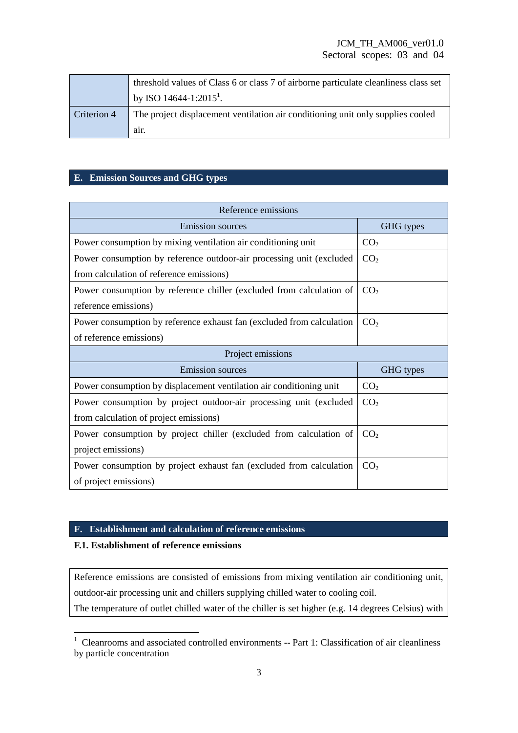| | |
|---|---|
| | threshold values of Class 6 or class 7 of airborne particulate cleanliness class set by ISO 14644-1:2015[1]. |
| Criterion 4 | The project displacement ventilation air conditioning unit only supplies cooled air. |

## E. Emission Sources and GHG types

| Reference emissions | |
|---|---|
| **Emission sources** | **GHG types** |
| Power consumption by mixing ventilation air conditioning unit | $CO_2$ |
| Power consumption by reference outdoor-air processing unit (excluded from calculation of reference emissions) | $CO_2$ |
| Power consumption by reference chiller (excluded from calculation of reference emissions) | $CO_2$ |
| Power consumption by reference exhaust fan (excluded from calculation of reference emissions) | $CO_2$ |
| **Project emissions** | |
| **Emission sources** | **GHG types** |
| Power consumption by displacement ventilation air conditioning unit | $CO_2$ |
| Power consumption by project outdoor-air processing unit (excluded from calculation of project emissions) | $CO_2$ |
| Power consumption by project chiller (excluded from calculation of project emissions) | $CO_2$ |
| Power consumption by project exhaust fan (excluded from calculation of project emissions) | $CO_2$ |

## F. Establishment and calculation of reference emissions

### F.1. Establishment of reference emissions

Reference emissions are consisted of emissions from mixing ventilation air conditioning unit, outdoor-air processing unit and chillers supplying chilled water to cooling coil.
The temperature of outlet chilled water of the chiller is set higher (e.g. 14 degrees Celsius) with

[1] Cleanrooms and associated controlled environments -- Part 1: Classification of air cleanliness by particle concentration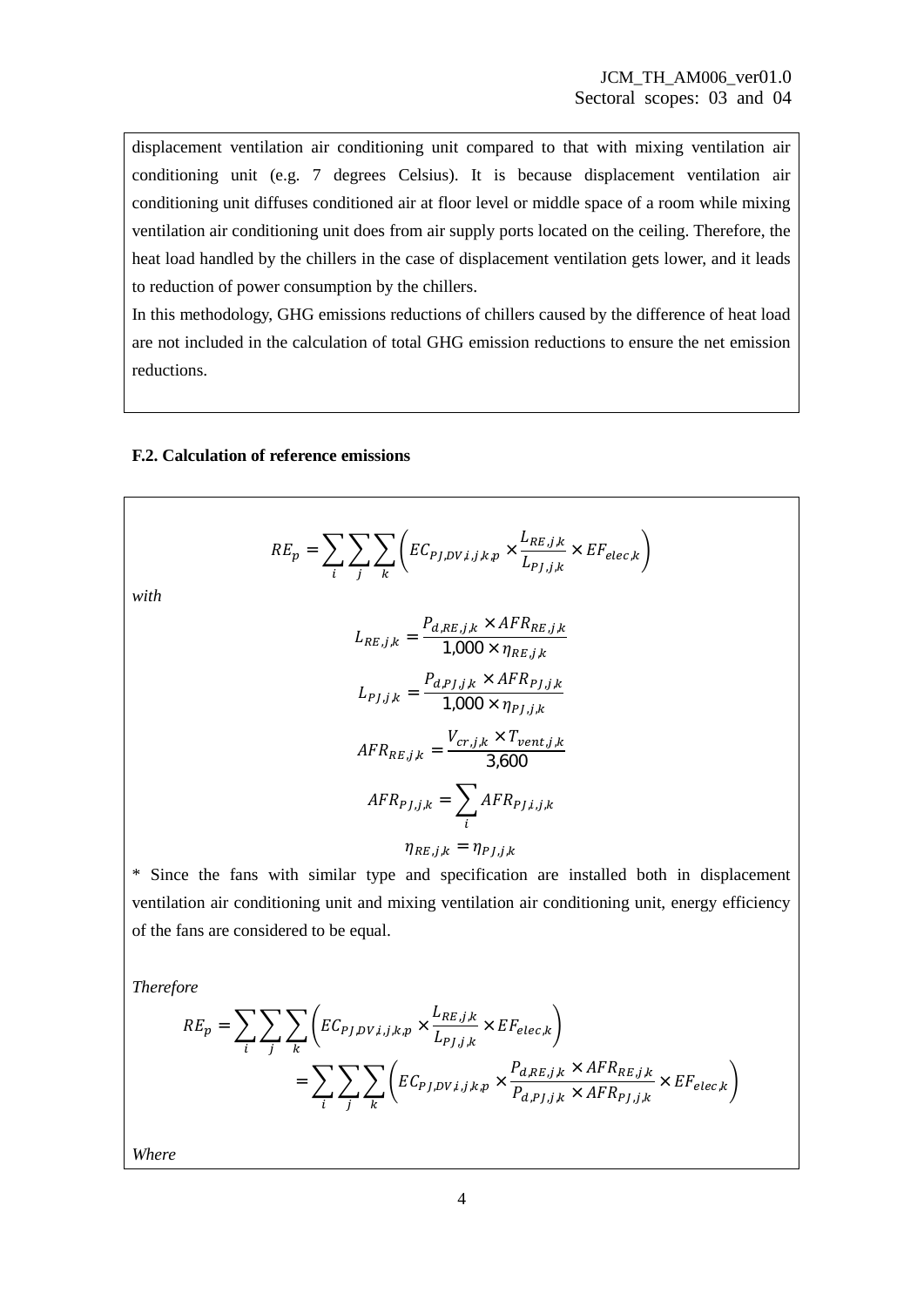displacement ventilation air conditioning unit compared to that with mixing ventilation air conditioning unit (e.g. 7 degrees Celsius). It is because displacement ventilation air conditioning unit diffuses conditioned air at floor level or middle space of a room while mixing ventilation air conditioning unit does from air supply ports located on the ceiling. Therefore, the heat load handled by the chillers in the case of displacement ventilation gets lower, and it leads to reduction of power consumption by the chillers.

In this methodology, GHG emissions reductions of chillers caused by the difference of heat load are not included in the calculation of total GHG emission reductions to ensure the net emission reductions.

**F.2. Calculation of reference emissions**

$$RE_p = \sum_i \sum_j \sum_k \left( EC_{PJ,DV,i,j,k,p} \times \frac{L_{RE,j,k}}{L_{PJ,j,k}} \times EF_{elec,k} \right)$$

*with*

$$L_{RE,j,k} = \frac{P_{d,RE,j,k} \times AFR_{RE,j,k}}{1{,}000 \times \eta_{RE,j,k}}$$

$$L_{PJ,j,k} = \frac{P_{d,PJ,j,k} \times AFR_{PJ,j,k}}{1{,}000 \times \eta_{PJ,j,k}}$$

$$AFR_{RE,j,k} = \frac{V_{cr,j,k} \times T_{vent,j,k}}{3{,}600}$$

$$AFR_{PJ,j,k} = \sum_i AFR_{PJ,i,j,k}$$

$$\eta_{RE,j,k} = \eta_{PJ,j,k}$$

* Since the fans with similar type and specification are installed both in displacement ventilation air conditioning unit and mixing ventilation air conditioning unit, energy efficiency of the fans are considered to be equal.

*Therefore*

$$RE_p = \sum_i \sum_j \sum_k \left( EC_{PJ,DV,i,j,k,p} \times \frac{L_{RE,j,k}}{L_{PJ,j,k}} \times EF_{elec,k} \right)$$

$$= \sum_i \sum_j \sum_k \left( EC_{PJ,DV,i,j,k,p} \times \frac{P_{d,RE,j,k} \times AFR_{RE,j,k}}{P_{d,PJ,j,k} \times AFR_{PJ,j,k}} \times EF_{elec,k} \right)$$

*Where*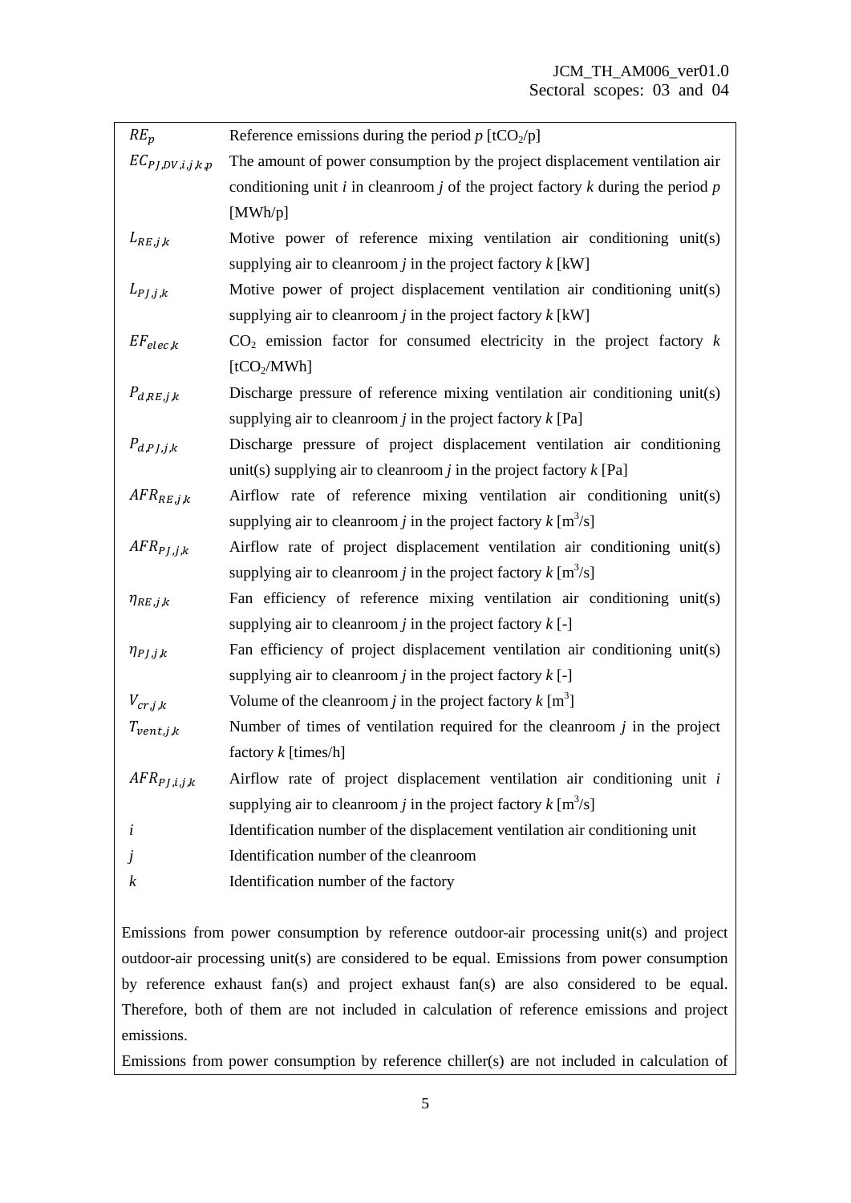| | |
|---|---|
| $RE_p$ | Reference emissions during the period $p$ [$tCO_2/p$] |
| $EC_{PJ,DV,i,j,k,p}$ | The amount of power consumption by the project displacement ventilation air conditioning unit $i$ in cleanroom $j$ of the project factory $k$ during the period $p$ [MWh/p] |
| $L_{RE,j,k}$ | Motive power of reference mixing ventilation air conditioning unit(s) supplying air to cleanroom $j$ in the project factory $k$ [kW] |
| $L_{PJ,j,k}$ | Motive power of project displacement ventilation air conditioning unit(s) supplying air to cleanroom $j$ in the project factory $k$ [kW] |
| $EF_{elec,k}$ | $CO_2$ emission factor for consumed electricity in the project factory $k$ [$tCO_2$/MWh] |
| $P_{d,RE,j,k}$ | Discharge pressure of reference mixing ventilation air conditioning unit(s) supplying air to cleanroom $j$ in the project factory $k$ [Pa] |
| $P_{d,PJ,j,k}$ | Discharge pressure of project displacement ventilation air conditioning unit(s) supplying air to cleanroom $j$ in the project factory $k$ [Pa] |
| $AFR_{RE,j,k}$ | Airflow rate of reference mixing ventilation air conditioning unit(s) supplying air to cleanroom $j$ in the project factory $k$ [$m^3/s$] |
| $AFR_{PJ,j,k}$ | Airflow rate of project displacement ventilation air conditioning unit(s) supplying air to cleanroom $j$ in the project factory $k$ [$m^3/s$] |
| $\eta_{RE,j,k}$ | Fan efficiency of reference mixing ventilation air conditioning unit(s) supplying air to cleanroom $j$ in the project factory $k$ [-] |
| $\eta_{PJ,j,k}$ | Fan efficiency of project displacement ventilation air conditioning unit(s) supplying air to cleanroom $j$ in the project factory $k$ [-] |
| $V_{cr,j,k}$ | Volume of the cleanroom $j$ in the project factory $k$ [$m^3$] |
| $T_{vent,j,k}$ | Number of times of ventilation required for the cleanroom $j$ in the project factory $k$ [times/h] |
| $AFR_{PJ,i,j,k}$ | Airflow rate of project displacement ventilation air conditioning unit $i$ supplying air to cleanroom $j$ in the project factory $k$ [$m^3/s$] |
| $i$ | Identification number of the displacement ventilation air conditioning unit |
| $j$ | Identification number of the cleanroom |
| $k$ | Identification number of the factory |

Emissions from power consumption by reference outdoor-air processing unit(s) and project outdoor-air processing unit(s) are considered to be equal. Emissions from power consumption by reference exhaust fan(s) and project exhaust fan(s) are also considered to be equal. Therefore, both of them are not included in calculation of reference emissions and project emissions.

Emissions from power consumption by reference chiller(s) are not included in calculation of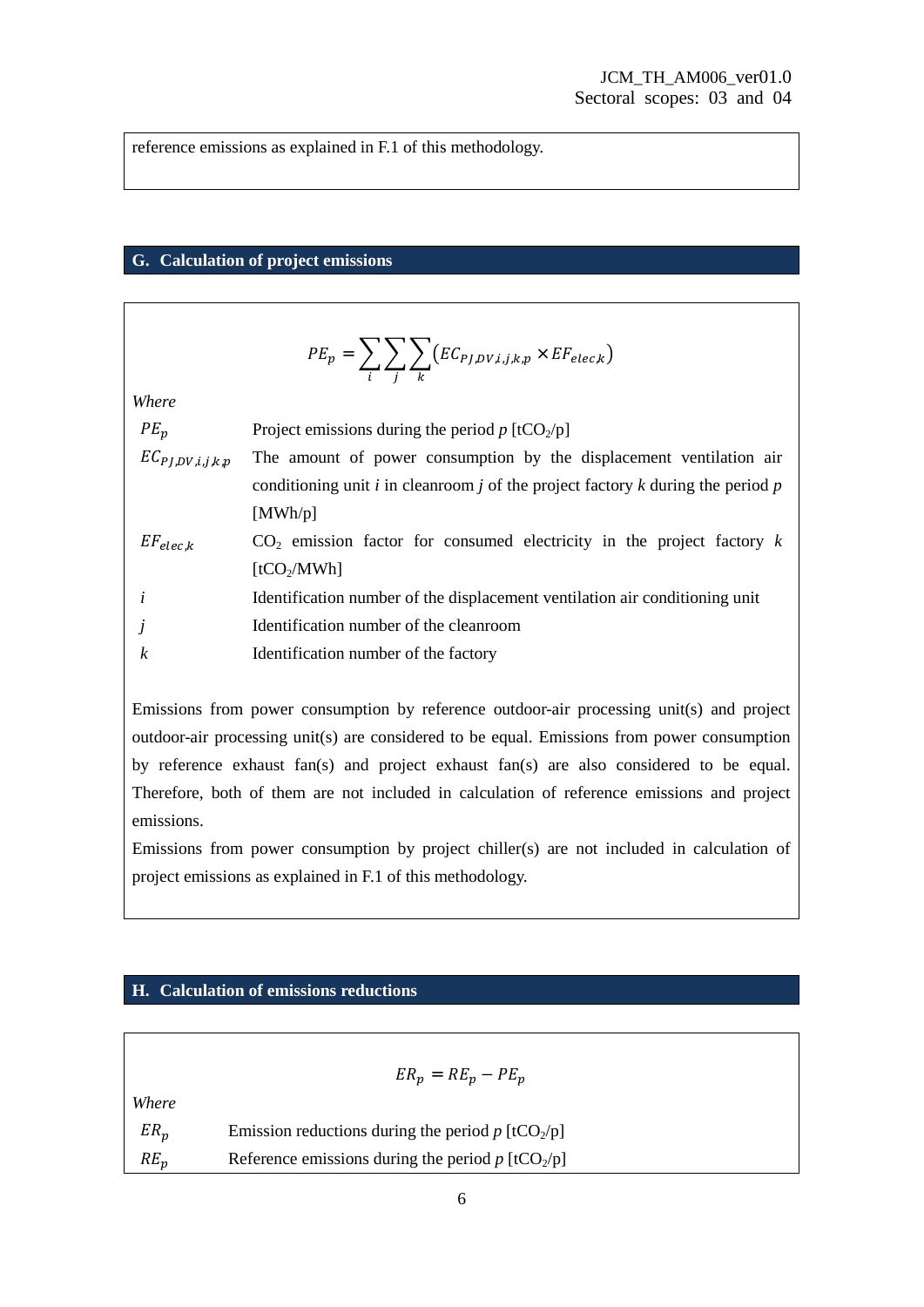reference emissions as explained in F.1 of this methodology.

## G. Calculation of project emissions

$$PE_p = \sum_i \sum_j \sum_k (EC_{PJ,DV,i,j,k,p} \times EF_{elec,k})$$

*Where*

| | |
|---|---|
| $PE_p$ | Project emissions during the period $p$ [$tCO_2$/p] |
| $EC_{PJ,DV,i,j,k,p}$ | The amount of power consumption by the displacement ventilation air conditioning unit $i$ in cleanroom $j$ of the project factory $k$ during the period $p$ [MWh/p] |
| $EF_{elec,k}$ | $CO_2$ emission factor for consumed electricity in the project factory $k$ [$tCO_2$/MWh] |
| $i$ | Identification number of the displacement ventilation air conditioning unit |
| $j$ | Identification number of the cleanroom |
| $k$ | Identification number of the factory |

Emissions from power consumption by reference outdoor-air processing unit(s) and project outdoor-air processing unit(s) are considered to be equal. Emissions from power consumption by reference exhaust fan(s) and project exhaust fan(s) are also considered to be equal. Therefore, both of them are not included in calculation of reference emissions and project emissions.

Emissions from power consumption by project chiller(s) are not included in calculation of project emissions as explained in F.1 of this methodology.

## H. Calculation of emissions reductions

$$ER_p = RE_p - PE_p$$

*Where*

| | |
|---|---|
| $ER_p$ | Emission reductions during the period $p$ [$tCO_2$/p] |
| $RE_p$ | Reference emissions during the period $p$ [$tCO_2$/p] |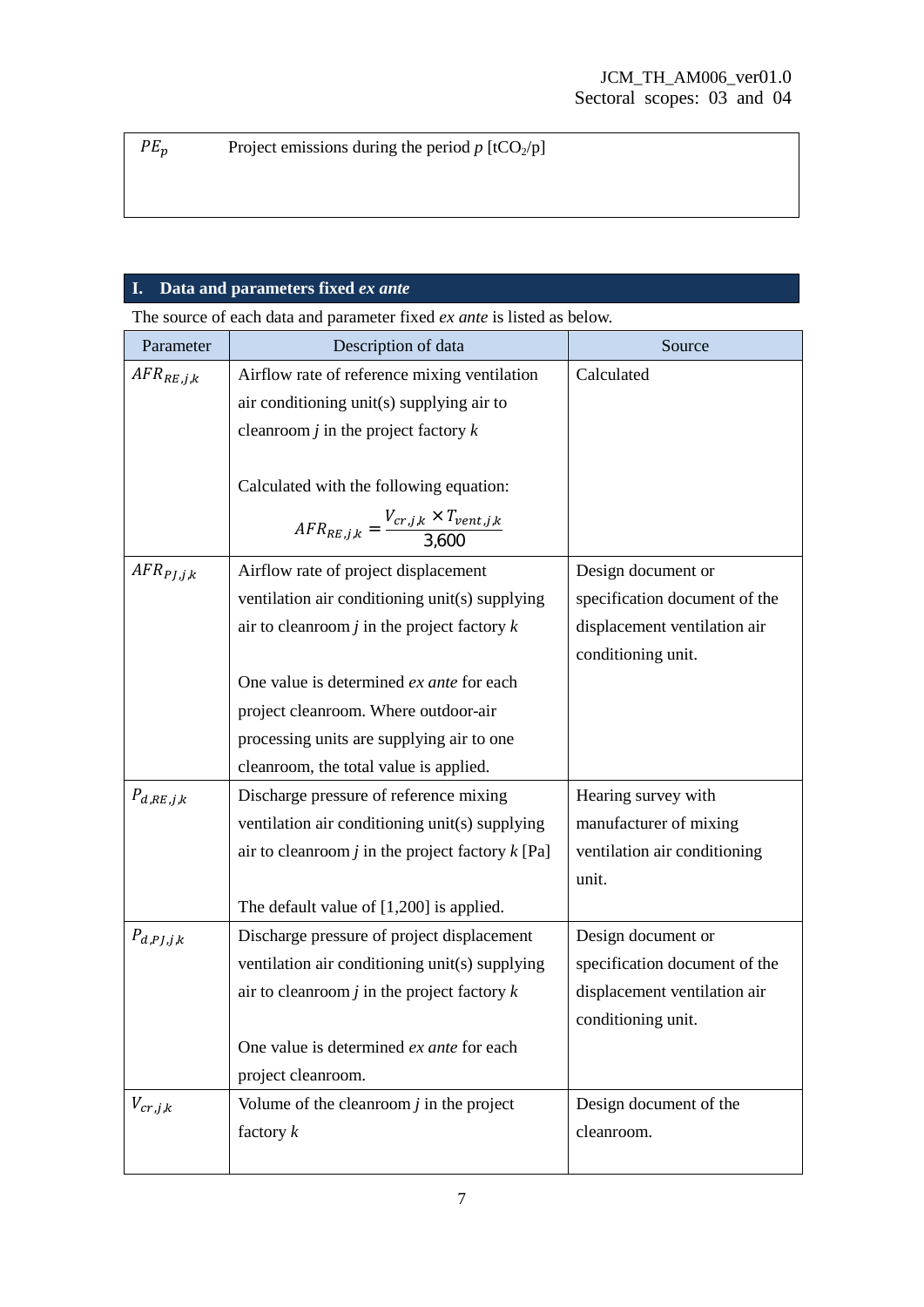| | |
|---|---|
| $PE_p$ | Project emissions during the period *p* [$tCO_2$/p] |

## I. Data and parameters fixed *ex ante*

The source of each data and parameter fixed *ex ante* is listed as below.

| Parameter | Description of data | Source |
|---|---|---|
| $AFR_{RE,j,k}$ | Airflow rate of reference mixing ventilation air conditioning unit(s) supplying air to cleanroom *j* in the project factory *k*<br><br>Calculated with the following equation:<br>$$AFR_{RE,j,k} = \frac{V_{cr,j,k} \times T_{vent,j,k}}{3{,}600}$$ | Calculated |
| $AFR_{PJ,j,k}$ | Airflow rate of project displacement ventilation air conditioning unit(s) supplying air to cleanroom *j* in the project factory *k*<br><br>One value is determined *ex ante* for each project cleanroom. Where outdoor-air processing units are supplying air to one cleanroom, the total value is applied. | Design document or specification document of the displacement ventilation air conditioning unit. |
| $P_{d,RE,j,k}$ | Discharge pressure of reference mixing ventilation air conditioning unit(s) supplying air to cleanroom *j* in the project factory *k* [Pa]<br><br>The default value of [1,200] is applied. | Hearing survey with manufacturer of mixing ventilation air conditioning unit. |
| $P_{d,PJ,j,k}$ | Discharge pressure of project displacement ventilation air conditioning unit(s) supplying air to cleanroom *j* in the project factory *k*<br><br>One value is determined *ex ante* for each project cleanroom. | Design document or specification document of the displacement ventilation air conditioning unit. |
| $V_{cr,j,k}$ | Volume of the cleanroom *j* in the project factory *k* | Design document of the cleanroom. |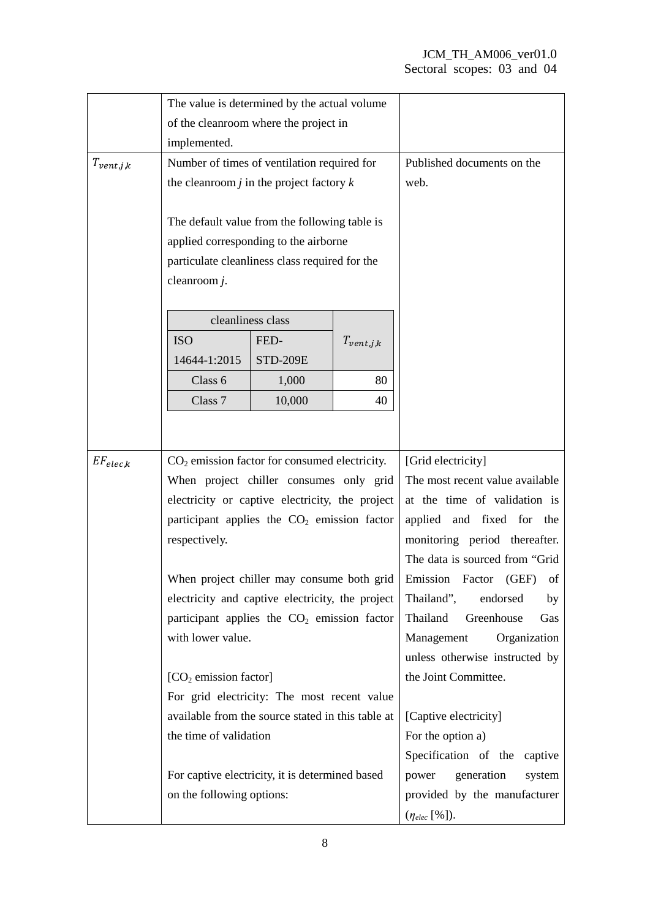| | | |
|---|---|---|
| | The value is determined by the actual volume of the cleanroom where the project in implemented. | |
| $T_{vent,j,k}$ | Number of times of ventilation required for the cleanroom *j* in the project factory *k*<br><br>The default value from the following table is applied corresponding to the airborne particulate cleanliness class required for the cleanroom *j*.<br><br>cleanliness class: ISO 14644-1:2015 / FED-STD-209E / $T_{vent,j,k}$<br>Class 6 / 1,000 / 80<br>Class 7 / 10,000 / 40 | Published documents on the web. |
| $EF_{elec,k}$ | $CO_2$ emission factor for consumed electricity. When project chiller consumes only grid electricity or captive electricity, the project participant applies the $CO_2$ emission factor respectively.<br><br>When project chiller may consume both grid electricity and captive electricity, the project participant applies the $CO_2$ emission factor with lower value.<br><br>[$CO_2$ emission factor]<br>For grid electricity: The most recent value available from the source stated in this table at the time of validation<br><br>For captive electricity, it is determined based on the following options: | [Grid electricity]<br>The most recent value available at the time of validation is applied and fixed for the monitoring period thereafter. The data is sourced from "Grid Emission Factor (GEF) of Thailand", endorsed by Thailand Greenhouse Gas Management Organization unless otherwise instructed by the Joint Committee.<br><br>[Captive electricity]<br>For the option a)<br>Specification of the captive power generation system provided by the manufacturer ($\eta_{elec}$ [%]). |

Nested table for $T_{vent,j,k}$:

| cleanliness class | | $T_{vent,j,k}$ |
|---|---|---|
| ISO 14644-1:2015 | FED-STD-209E | |
| Class 6 | 1,000 | 80 |
| Class 7 | 10,000 | 40 |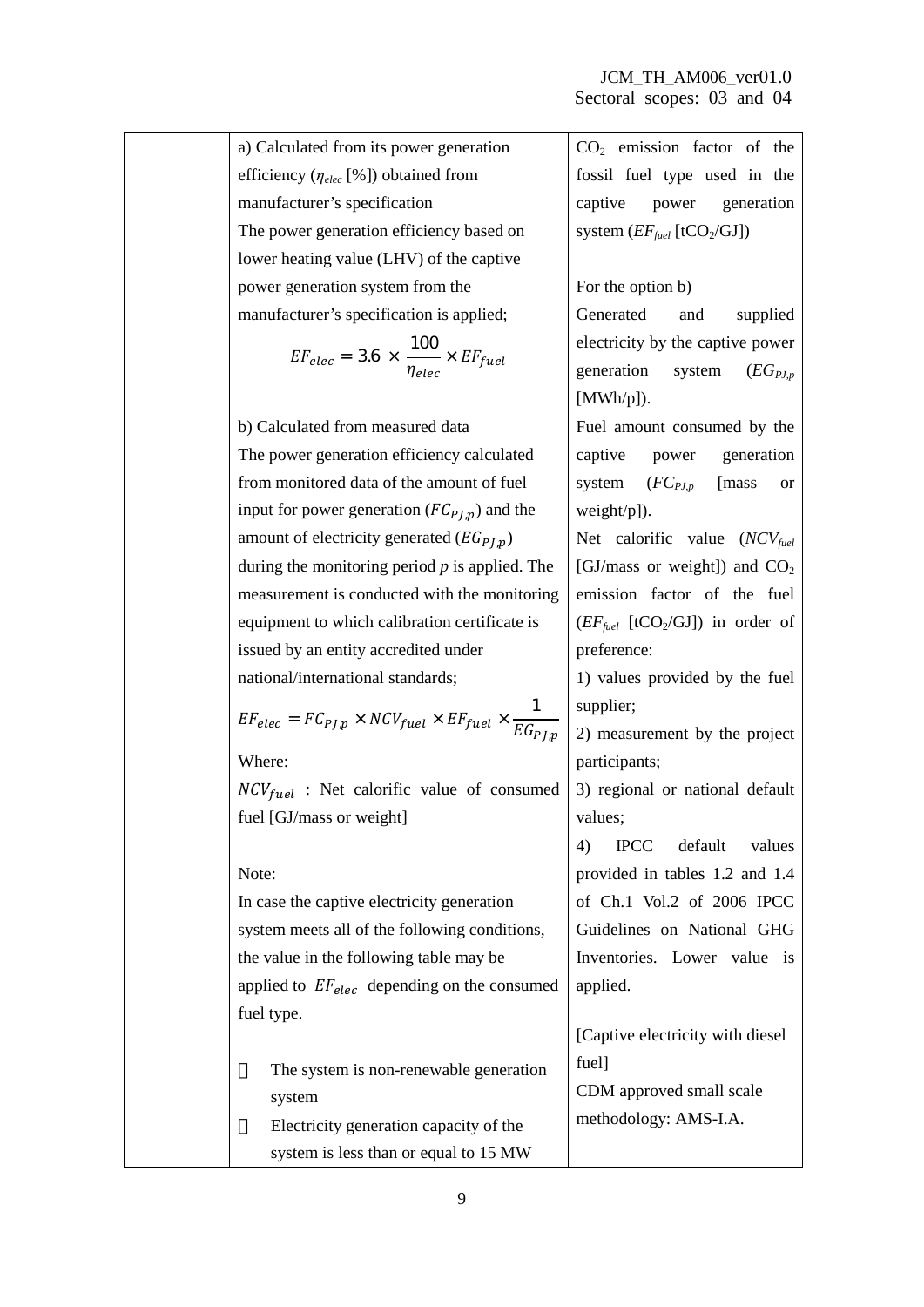| | a) Calculated from its power generation efficiency ($\eta_{elec}$ [%]) obtained from manufacturer's specification<br>The power generation efficiency based on lower heating value (LHV) of the captive power generation system from the manufacturer's specification is applied;<br>$$EF_{elec} = 3.6 \times \frac{100}{\eta_{elec}} \times EF_{fuel}$$<br>b) Calculated from measured data<br>The power generation efficiency calculated from monitored data of the amount of fuel input for power generation ($FC_{PJ,p}$) and the amount of electricity generated ($EG_{PJ,p}$) during the monitoring period *p* is applied. The measurement is conducted with the monitoring equipment to which calibration certificate is issued by an entity accredited under national/international standards;<br>$$EF_{elec} = FC_{PJ,p} \times NCV_{fuel} \times EF_{fuel} \times \frac{1}{EG_{PJ,p}}$$<br>Where:<br>$NCV_{fuel}$ : Net calorific value of consumed fuel [GJ/mass or weight]<br><br>Note:<br>In case the captive electricity generation system meets all of the following conditions, the value in the following table may be applied to $EF_{elec}$ depending on the consumed fuel type.<br><br>- The system is non-renewable generation system<br>- Electricity generation capacity of the system is less than or equal to 15 MW | $CO_2$ emission factor of the fossil fuel type used in the captive power generation system ($EF_{fuel}$ [$tCO_2$/GJ])<br><br>For the option b)<br>Generated and supplied electricity by the captive power generation system ($EG_{PJ,p}$ [MWh/p]).<br>Fuel amount consumed by the captive power generation system ($FC_{PJ,p}$ [mass or weight/p]).<br>Net calorific value ($NCV_{fuel}$ [GJ/mass or weight]) and $CO_2$ emission factor of the fuel ($EF_{fuel}$ [$tCO_2$/GJ]) in order of preference:<br>1) values provided by the fuel supplier;<br>2) measurement by the project participants;<br>3) regional or national default values;<br>4) IPCC default values provided in tables 1.2 and 1.4 of Ch.1 Vol.2 of 2006 IPCC Guidelines on National GHG Inventories. Lower value is applied.<br><br>[Captive electricity with diesel fuel]<br>CDM approved small scale methodology: AMS-I.A. |
|---|---|---|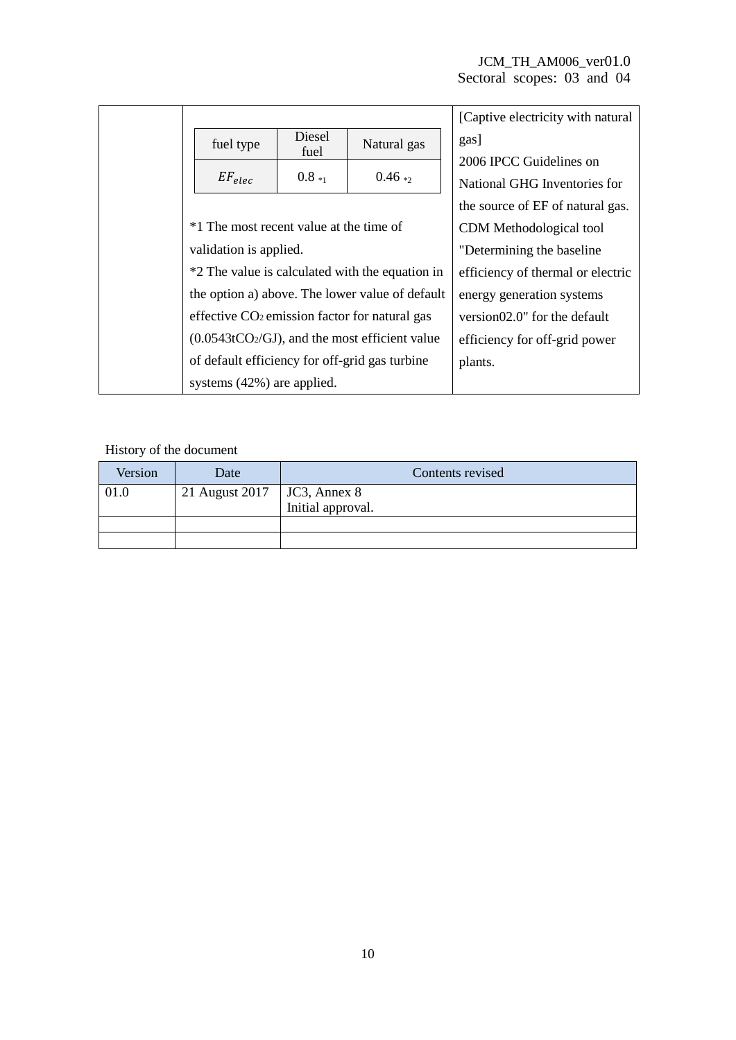| | | |
|---|---|---|
| | | fuel type | Diesel fuel | Natural gas |<br>| $EF_{elec}$ | 0.8 *1 | 0.46 *2 |<br><br>*1 The most recent value at the time of validation is applied.<br>*2 The value is calculated with the equation in the option a) above. The lower value of default effective $CO_2$ emission factor for natural gas (0.0543t$CO_2$/GJ), and the most efficient value of default efficiency for off-grid gas turbine systems (42%) are applied. | [Captive electricity with natural gas]<br>2006 IPCC Guidelines on National GHG Inventories for the source of EF of natural gas.<br>CDM Methodological tool "Determining the baseline efficiency of thermal or electric energy generation systems version02.0" for the default efficiency for off-grid power plants. |

History of the document

| Version | Date | Contents revised |
|---|---|---|
| 01.0 | 21 August 2017 | JC3, Annex 8<br>Initial approval. |
| | | |
| | | |